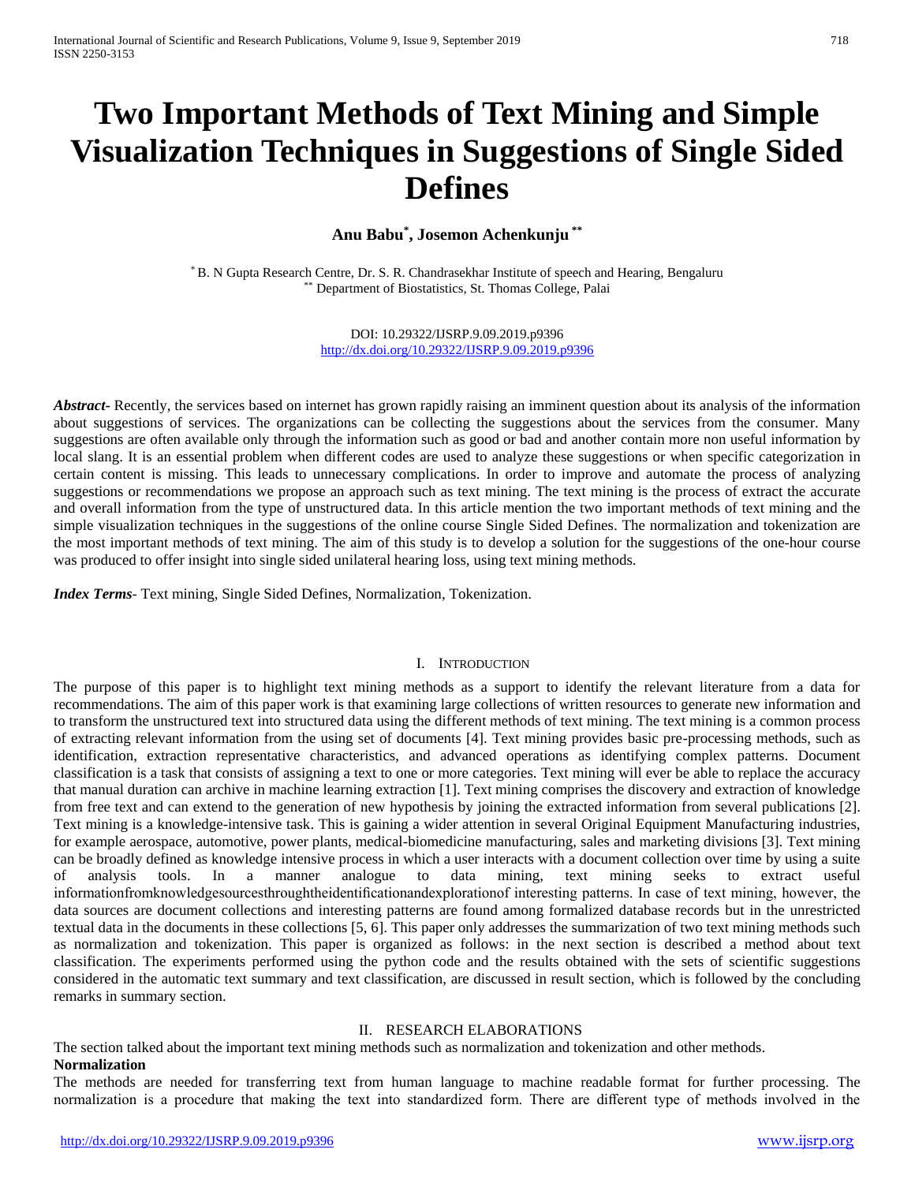# Two Important Methods of Text Mining and Simple Visualization Techniques in Suggestions of Single Sided Defines

**Anu Babu*, Josemon Achenkunju****

* B. N Gupta Research Centre, Dr. S. R. Chandrasekhar Institute of speech and Hearing, Bengaluru
** Department of Biostatistics, St. Thomas College, Palai

DOI: 10.29322/IJSRP.9.09.2019.p9396
http://dx.doi.org/10.29322/IJSRP.9.09.2019.p9396

***Abstract***- Recently, the services based on internet has grown rapidly raising an imminent question about its analysis of the information about suggestions of services. The organizations can be collecting the suggestions about the services from the consumer. Many suggestions are often available only through the information such as good or bad and another contain more non useful information by local slang. It is an essential problem when different codes are used to analyze these suggestions or when specific categorization in certain content is missing. This leads to unnecessary complications. In order to improve and automate the process of analyzing suggestions or recommendations we propose an approach such as text mining. The text mining is the process of extract the accurate and overall information from the type of unstructured data. In this article mention the two important methods of text mining and the simple visualization techniques in the suggestions of the online course Single Sided Defines. The normalization and tokenization are the most important methods of text mining. The aim of this study is to develop a solution for the suggestions of the one-hour course was produced to offer insight into single sided unilateral hearing loss, using text mining methods.

***Index Terms***- Text mining, Single Sided Defines, Normalization, Tokenization.

## I. Introduction

The purpose of this paper is to highlight text mining methods as a support to identify the relevant literature from a data for recommendations. The aim of this paper work is that examining large collections of written resources to generate new information and to transform the unstructured text into structured data using the different methods of text mining. The text mining is a common process of extracting relevant information from the using set of documents [4]. Text mining provides basic pre-processing methods, such as identification, extraction representative characteristics, and advanced operations as identifying complex patterns. Document classification is a task that consists of assigning a text to one or more categories. Text mining will ever be able to replace the accuracy that manual duration can archive in machine learning extraction [1]. Text mining comprises the discovery and extraction of knowledge from free text and can extend to the generation of new hypothesis by joining the extracted information from several publications [2]. Text mining is a knowledge-intensive task. This is gaining a wider attention in several Original Equipment Manufacturing industries, for example aerospace, automotive, power plants, medical-biomedicine manufacturing, sales and marketing divisions [3]. Text mining can be broadly defined as knowledge intensive process in which a user interacts with a document collection over time by using a suite of analysis tools. In a manner analogue to data mining, text mining seeks to extract useful informationfromknowledgesourcesthroughtheidentificationandexplorationof interesting patterns. In case of text mining, however, the data sources are document collections and interesting patterns are found among formalized database records but in the unrestricted textual data in the documents in these collections [5, 6]. This paper only addresses the summarization of two text mining methods such as normalization and tokenization. This paper is organized as follows: in the next section is described a method about text classification. The experiments performed using the python code and the results obtained with the sets of scientific suggestions considered in the automatic text summary and text classification, are discussed in result section, which is followed by the concluding remarks in summary section.

## II. Research Elaborations

The section talked about the important text mining methods such as normalization and tokenization and other methods.

**Normalization**

The methods are needed for transferring text from human language to machine readable format for further processing. The normalization is a procedure that making the text into standardized form. There are different type of methods involved in the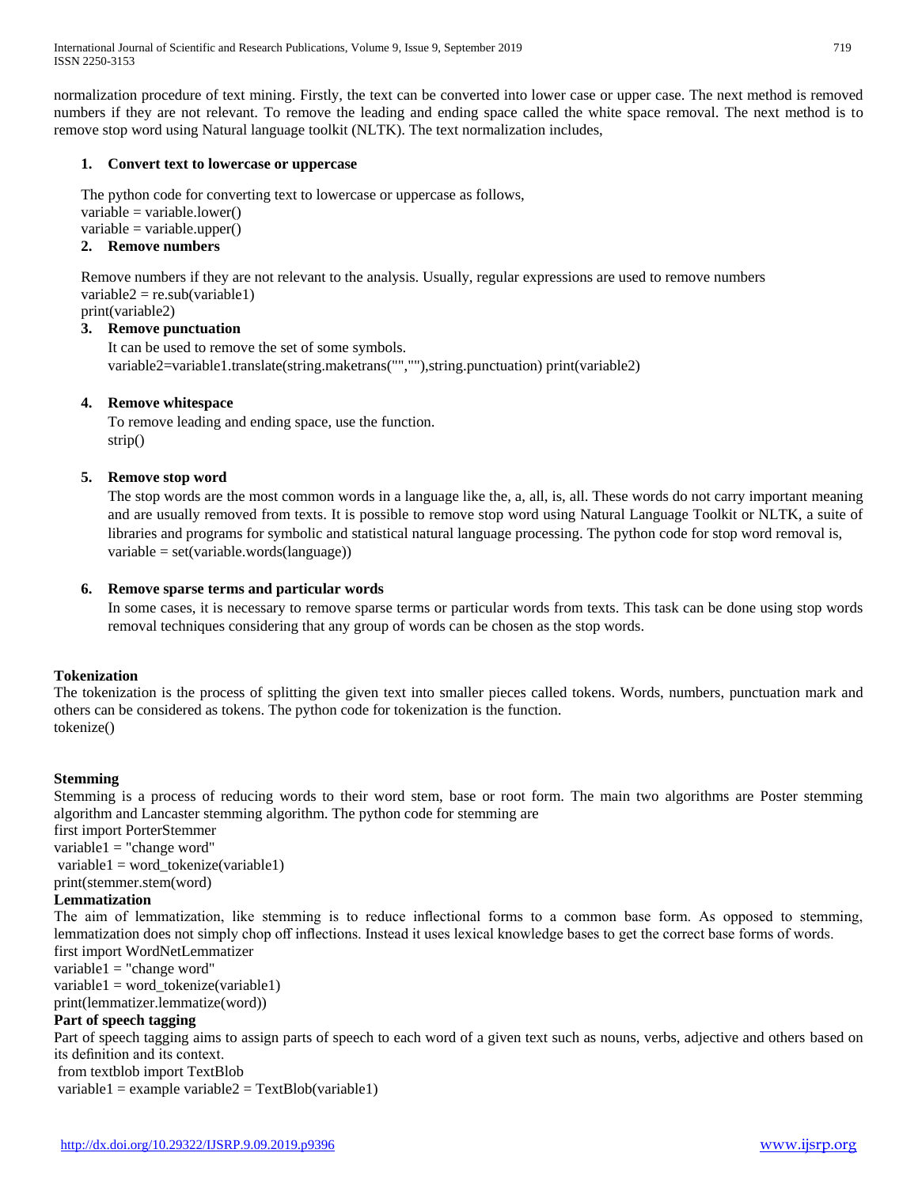normalization procedure of text mining. Firstly, the text can be converted into lower case or upper case. The next method is removed numbers if they are not relevant. To remove the leading and ending space called the white space removal. The next method is to remove stop word using Natural language toolkit (NLTK). The text normalization includes,

1. **Convert text to lowercase or uppercase**

   The python code for converting text to lowercase or uppercase as follows,
   variable = variable.lower()
   variable = variable.upper()

2. **Remove numbers**

   Remove numbers if they are not relevant to the analysis. Usually, regular expressions are used to remove numbers
   variable2 = re.sub(variable1)
   print(variable2)

3. **Remove punctuation**

   It can be used to remove the set of some symbols.
   variable2=variable1.translate(string.maketrans("",""),string.punctuation) print(variable2)

4. **Remove whitespace**

   To remove leading and ending space, use the function.
   strip()

5. **Remove stop word**

   The stop words are the most common words in a language like the, a, all, is, all. These words do not carry important meaning and are usually removed from texts. It is possible to remove stop word using Natural Language Toolkit or NLTK, a suite of libraries and programs for symbolic and statistical natural language processing. The python code for stop word removal is,
   variable = set(variable.words(language))

6. **Remove sparse terms and particular words**

   In some cases, it is necessary to remove sparse terms or particular words from texts. This task can be done using stop words removal techniques considering that any group of words can be chosen as the stop words.

**Tokenization**

The tokenization is the process of splitting the given text into smaller pieces called tokens. Words, numbers, punctuation mark and others can be considered as tokens. The python code for tokenization is the function.
tokenize()

**Stemming**

Stemming is a process of reducing words to their word stem, base or root form. The main two algorithms are Poster stemming algorithm and Lancaster stemming algorithm. The python code for stemming are
first import PorterStemmer
variable1 = "change word"
variable1 = word_tokenize(variable1)
print(stemmer.stem(word)

**Lemmatization**

The aim of lemmatization, like stemming is to reduce inflectional forms to a common base form. As opposed to stemming, lemmatization does not simply chop off inflections. Instead it uses lexical knowledge bases to get the correct base forms of words.
first import WordNetLemmatizer
variable1 = "change word"
variable1 = word_tokenize(variable1)
print(lemmatizer.lemmatize(word))

**Part of speech tagging**

Part of speech tagging aims to assign parts of speech to each word of a given text such as nouns, verbs, adjective and others based on its definition and its context.
from textblob import TextBlob
variable1 = example variable2 = TextBlob(variable1)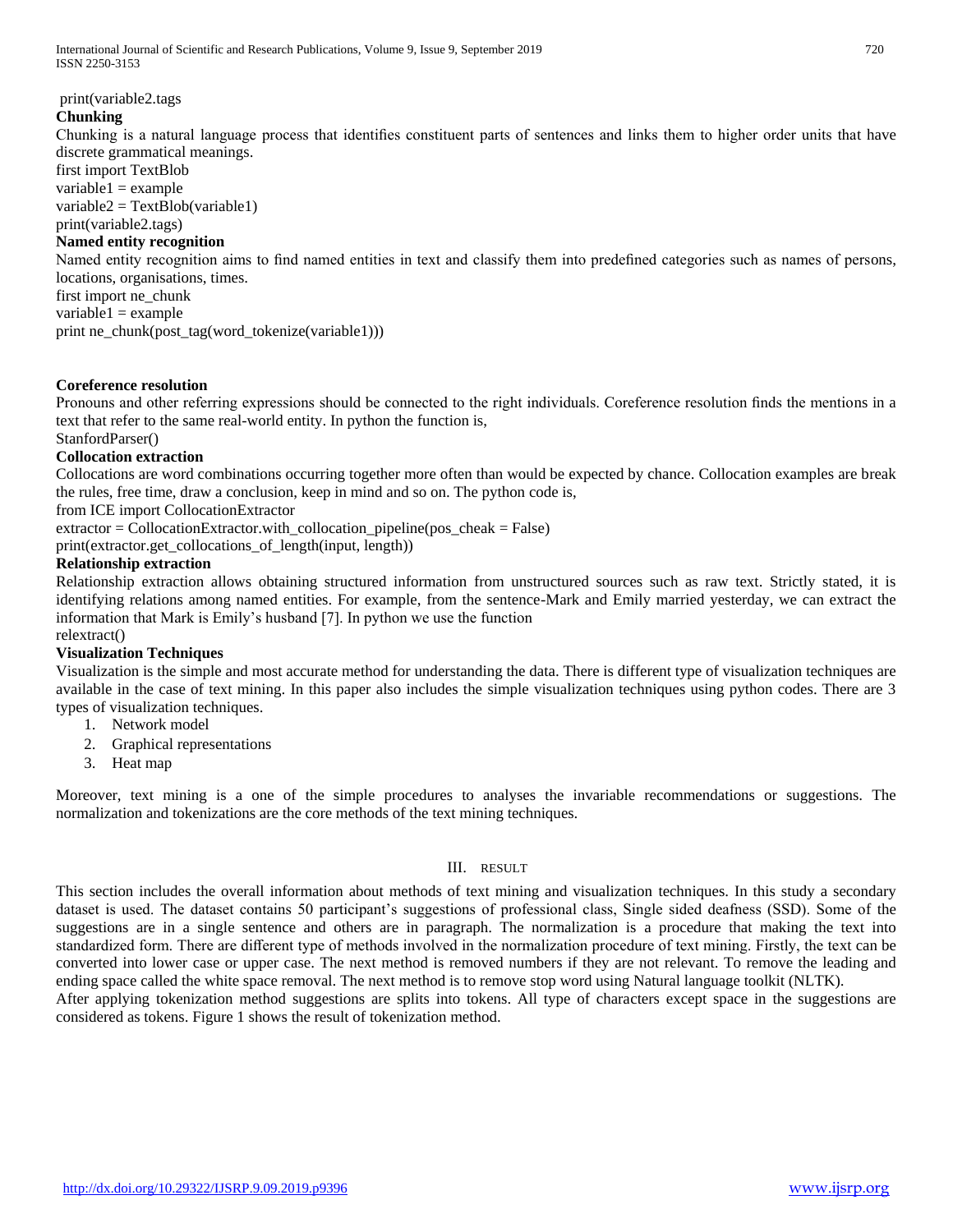print(variable2.tags

**Chunking**

Chunking is a natural language process that identifies constituent parts of sentences and links them to higher order units that have discrete grammatical meanings.

```
first import TextBlob
variable1 = example
variable2 = TextBlob(variable1)
print(variable2.tags)
```

**Named entity recognition**

Named entity recognition aims to find named entities in text and classify them into predefined categories such as names of persons, locations, organisations, times.

```
first import ne_chunk
variable1 = example
print ne_chunk(post_tag(word_tokenize(variable1)))
```

**Coreference resolution**

Pronouns and other referring expressions should be connected to the right individuals. Coreference resolution finds the mentions in a text that refer to the same real-world entity. In python the function is,

```
StanfordParser()
```

**Collocation extraction**

Collocations are word combinations occurring together more often than would be expected by chance. Collocation examples are break the rules, free time, draw a conclusion, keep in mind and so on. The python code is,

```
from ICE import CollocationExtractor
extractor = CollocationExtractor.with_collocation_pipeline(pos_cheak = False)
print(extractor.get_collocations_of_length(input, length))
```

**Relationship extraction**

Relationship extraction allows obtaining structured information from unstructured sources such as raw text. Strictly stated, it is identifying relations among named entities. For example, from the sentence-Mark and Emily married yesterday, we can extract the information that Mark is Emily's husband [7]. In python we use the function

```
relextract()
```

**Visualization Techniques**

Visualization is the simple and most accurate method for understanding the data. There is different type of visualization techniques are available in the case of text mining. In this paper also includes the simple visualization techniques using python codes. There are 3 types of visualization techniques.

1. Network model
2. Graphical representations
3. Heat map

Moreover, text mining is a one of the simple procedures to analyses the invariable recommendations or suggestions. The normalization and tokenizations are the core methods of the text mining techniques.

## III. RESULT

This section includes the overall information about methods of text mining and visualization techniques. In this study a secondary dataset is used. The dataset contains 50 participant's suggestions of professional class, Single sided deafness (SSD). Some of the suggestions are in a single sentence and others are in paragraph. The normalization is a procedure that making the text into standardized form. There are different type of methods involved in the normalization procedure of text mining. Firstly, the text can be converted into lower case or upper case. The next method is removed numbers if they are not relevant. To remove the leading and ending space called the white space removal. The next method is to remove stop word using Natural language toolkit (NLTK).

After applying tokenization method suggestions are splits into tokens. All type of characters except space in the suggestions are considered as tokens. Figure 1 shows the result of tokenization method.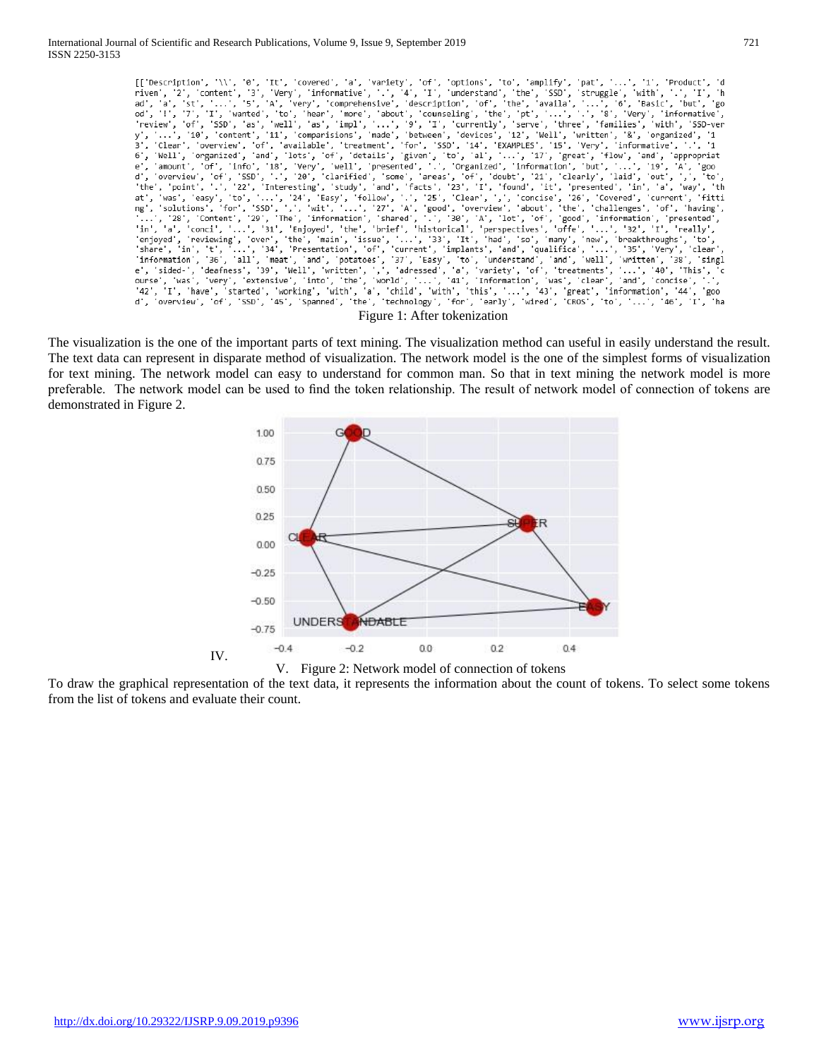```
[['Description', '\\', '0', 'It', 'covered', 'a', 'variety', 'of', 'options', 'to', 'amplify', 'pat', '...', '1', 'Product', 'd
riven', '2', 'content', '3', 'Very', 'informative', '.', '4', 'I', 'understand', 'the', 'SSD', 'struggle', 'with', '.', 'I', 'h
ad', 'a', 'st', '...', '5', 'A', 'very', 'comprehensive', 'description', 'of', 'the', 'availa', '...', '6', 'Basic', 'but', 'go
od', '!', '7', 'I', 'wanted', 'to', 'hear', 'more', 'about', 'counseling', 'the', 'pt', '...', '.', '8', 'Very', 'informative',
'review', 'of', 'SSD', 'as', 'well', 'as', 'impl', '...', '9', 'I', 'currently', 'serve', 'three', 'families', 'with', 'SSD-ver
y', '...', '10', 'content', '11', 'comparisions', 'made', 'between', 'devices', '12', 'Well', 'written', '&', 'organized', '1
3', 'Clear', 'overview', 'of', 'available', 'treatment', 'for', 'SSD', '14', 'EXAMPLES', '15', 'Very', 'informative', '.', '1
6', 'Well', 'organized', 'and', 'lots', 'of', 'details', 'given', 'to', 'al', '...', '17', 'great', 'flow', 'and', 'appropriat
e', 'amount', 'of', 'info', '18', 'Very', 'well', 'presented', '.', 'Organized', 'information', 'but', '...', '19', 'A', 'goo
d', 'overview', 'of', 'SSD', '.', '20', 'clarified', 'some', 'areas', 'of', 'doubt', '21', 'clearly', 'laid', 'out', ',', 'to',
'the', 'point', '.', '22', 'Interesting', 'study', 'and', 'facts', '23', 'I', 'found', 'it', 'presented', 'in', 'a', 'way', 'th
at', 'was', 'easy', 'to', '...', '24', 'Easy', 'follow', '.', '25', 'Clear', ',', 'concise', '26', 'Covered', 'current', 'fitti
ng', 'solutions', 'for', 'SSD', ',', 'wit', '...', '27', 'A', 'good', 'overview', 'about', 'the', 'challenges', 'of', 'having',
'...', '28', 'Content', '29', 'The', 'information', 'shared', '.', '30', 'A', 'lot', 'of', 'good', 'information', 'presented',
'in', 'a', 'conci', '...', '31', 'Enjoyed', 'the', 'brief', 'historical', 'perspectives', 'offe', '...', '32', 'I', 'really',
'enjoyed', 'reviewing', 'over', 'the', 'main', 'issue', '...', '33', 'It', 'had', 'so', 'many', 'new', 'breakthroughs', 'to',
'share', 'in', 't', '...', '34', 'Presentation', 'of', 'current', 'implants', 'and', 'qualifica', '...', '35', 'Very', 'clear',
'information', '36', 'all', 'meat', 'and', 'potatoes', '37', 'Easy', 'to', 'understand', 'and', 'well', 'written', '38', 'singl
e', 'sided-', 'deafness', '39', 'Well', 'written', ',', 'adressed', 'a', 'variety', 'of', 'treatments', '...', '40', 'This', 'c
ourse', 'was', 'very', 'extensive', 'into', 'the', 'world', '...', '41', 'Information', 'was', 'clear', 'and', 'concise', '.',
'42', 'I', 'have', 'started', 'working', 'with', 'a', 'child', 'with', 'this', '...', '43', 'great', 'information', '44', 'goo
d', 'overview', 'of', 'SSD', '45', 'Spanned', 'the', 'technology', 'for', 'early', 'wired', 'CROS', 'to', '...', '46', 'I', 'ha
```

Figure 1: After tokenization

The visualization is the one of the important parts of text mining. The visualization method can useful in easily understand the result. The text data can represent in disparate method of visualization. The network model is the one of the simplest forms of visualization for text mining. The network model can easy to understand for common man. So that in text mining the network model is more preferable. The network model can be used to find the token relationship. The result of network model of connection of tokens are demonstrated in Figure 2.

IV.

V. Figure 2: Network model of connection of tokens

To draw the graphical representation of the text data, it represents the information about the count of tokens. To select some tokens from the list of tokens and evaluate their count.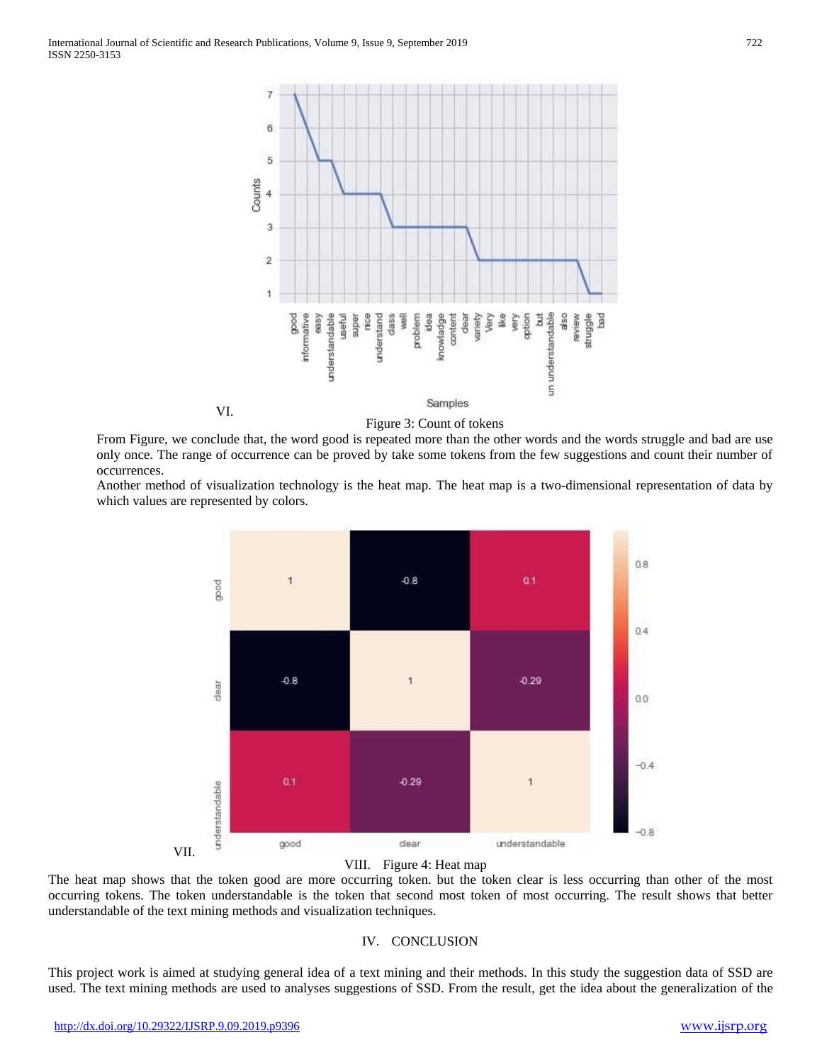VI.

Figure 3: Count of tokens

From Figure, we conclude that, the word good is repeated more than the other words and the words struggle and bad are use only once. The range of occurrence can be proved by take some tokens from the few suggestions and count their number of occurrences.

Another method of visualization technology is the heat map. The heat map is a two-dimensional representation of data by which values are represented by colors.

VII.

VIII. Figure 4: Heat map

The heat map shows that the token good are more occurring token. but the token clear is less occurring than other of the most occurring tokens. The token understandable is the token that second most token of most occurring. The result shows that better understandable of the text mining methods and visualization techniques.

## IV. CONCLUSION

This project work is aimed at studying general idea of a text mining and their methods. In this study the suggestion data of SSD are used. The text mining methods are used to analyses suggestions of SSD. From the result, get the idea about the generalization of the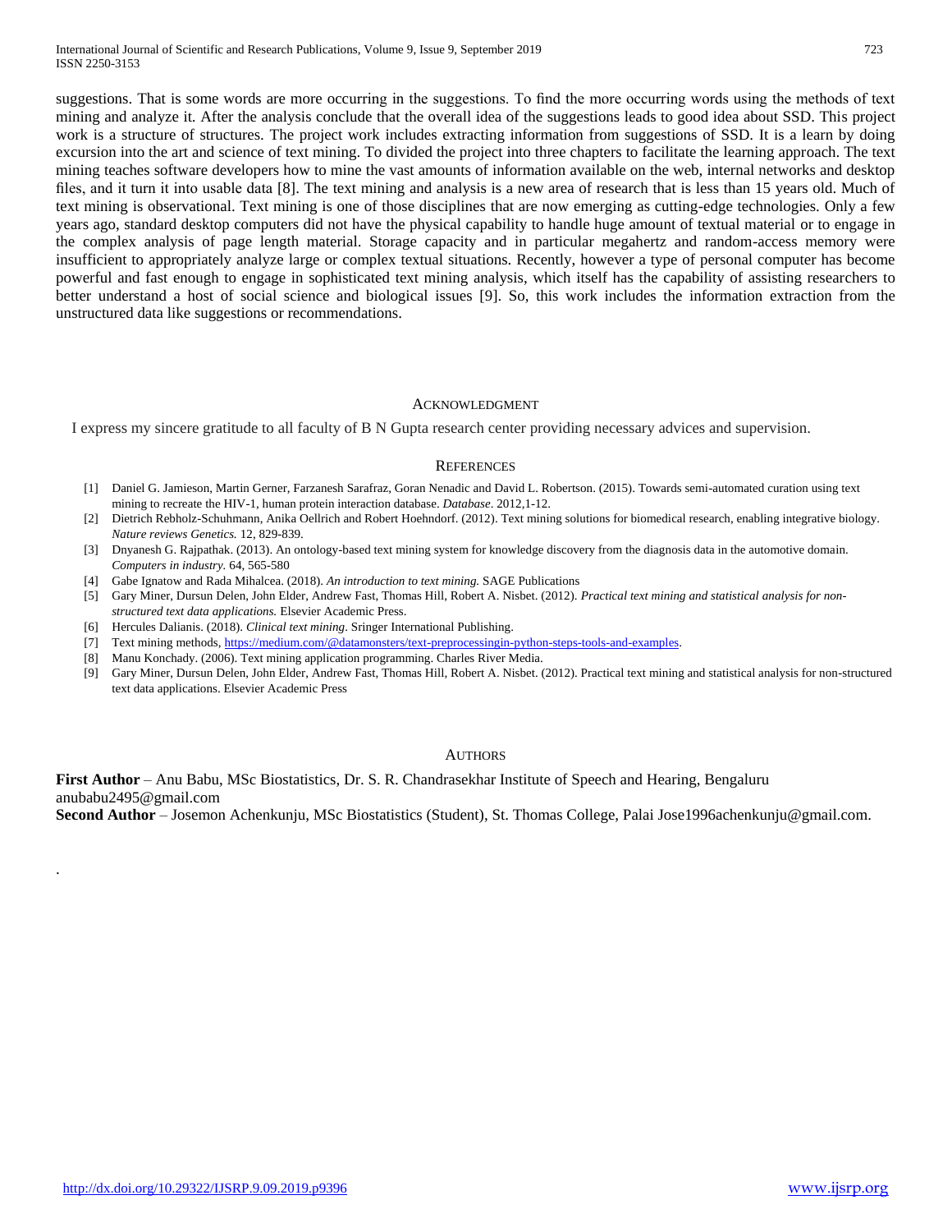suggestions. That is some words are more occurring in the suggestions. To find the more occurring words using the methods of text mining and analyze it. After the analysis conclude that the overall idea of the suggestions leads to good idea about SSD. This project work is a structure of structures. The project work includes extracting information from suggestions of SSD. It is a learn by doing excursion into the art and science of text mining. To divided the project into three chapters to facilitate the learning approach. The text mining teaches software developers how to mine the vast amounts of information available on the web, internal networks and desktop files, and it turn it into usable data [8]. The text mining and analysis is a new area of research that is less than 15 years old. Much of text mining is observational. Text mining is one of those disciplines that are now emerging as cutting-edge technologies. Only a few years ago, standard desktop computers did not have the physical capability to handle huge amount of textual material or to engage in the complex analysis of page length material. Storage capacity and in particular megahertz and random-access memory were insufficient to appropriately analyze large or complex textual situations. Recently, however a type of personal computer has become powerful and fast enough to engage in sophisticated text mining analysis, which itself has the capability of assisting researchers to better understand a host of social science and biological issues [9]. So, this work includes the information extraction from the unstructured data like suggestions or recommendations.

## Acknowledgment

I express my sincere gratitude to all faculty of B N Gupta research center providing necessary advices and supervision.

## References

[1] Daniel G. Jamieson, Martin Gerner, Farzanesh Sarafraz, Goran Nenadic and David L. Robertson. (2015). Towards semi-automated curation using text mining to recreate the HIV-1, human protein interaction database. *Database*. 2012,1-12.

[2] Dietrich Rebholz-Schuhmann, Anika Oellrich and Robert Hoehndorf. (2012). Text mining solutions for biomedical research, enabling integrative biology. *Nature reviews Genetics.* 12, 829-839.

[3] Dnyanesh G. Rajpathak. (2013). An ontology-based text mining system for knowledge discovery from the diagnosis data in the automotive domain. *Computers in industry.* 64, 565-580

[4] Gabe Ignatow and Rada Mihalcea. (2018). *An introduction to text mining.* SAGE Publications

[5] Gary Miner, Dursun Delen, John Elder, Andrew Fast, Thomas Hill, Robert A. Nisbet. (2012). *Practical text mining and statistical analysis for non-structured text data applications.* Elsevier Academic Press.

[6] Hercules Dalianis. (2018). *Clinical text mining*. Sringer International Publishing.

[7] Text mining methods, https://medium.com/@datamonsters/text-preprocessingin-python-steps-tools-and-examples.

[8] Manu Konchady. (2006). Text mining application programming. Charles River Media.

[9] Gary Miner, Dursun Delen, John Elder, Andrew Fast, Thomas Hill, Robert A. Nisbet. (2012). Practical text mining and statistical analysis for non-structured text data applications. Elsevier Academic Press

## Authors

**First Author** – Anu Babu, MSc Biostatistics, Dr. S. R. Chandrasekhar Institute of Speech and Hearing, Bengaluru anubabu2495@gmail.com

**Second Author** – Josemon Achenkunju, MSc Biostatistics (Student), St. Thomas College, Palai Jose1996achenkunju@gmail.com.